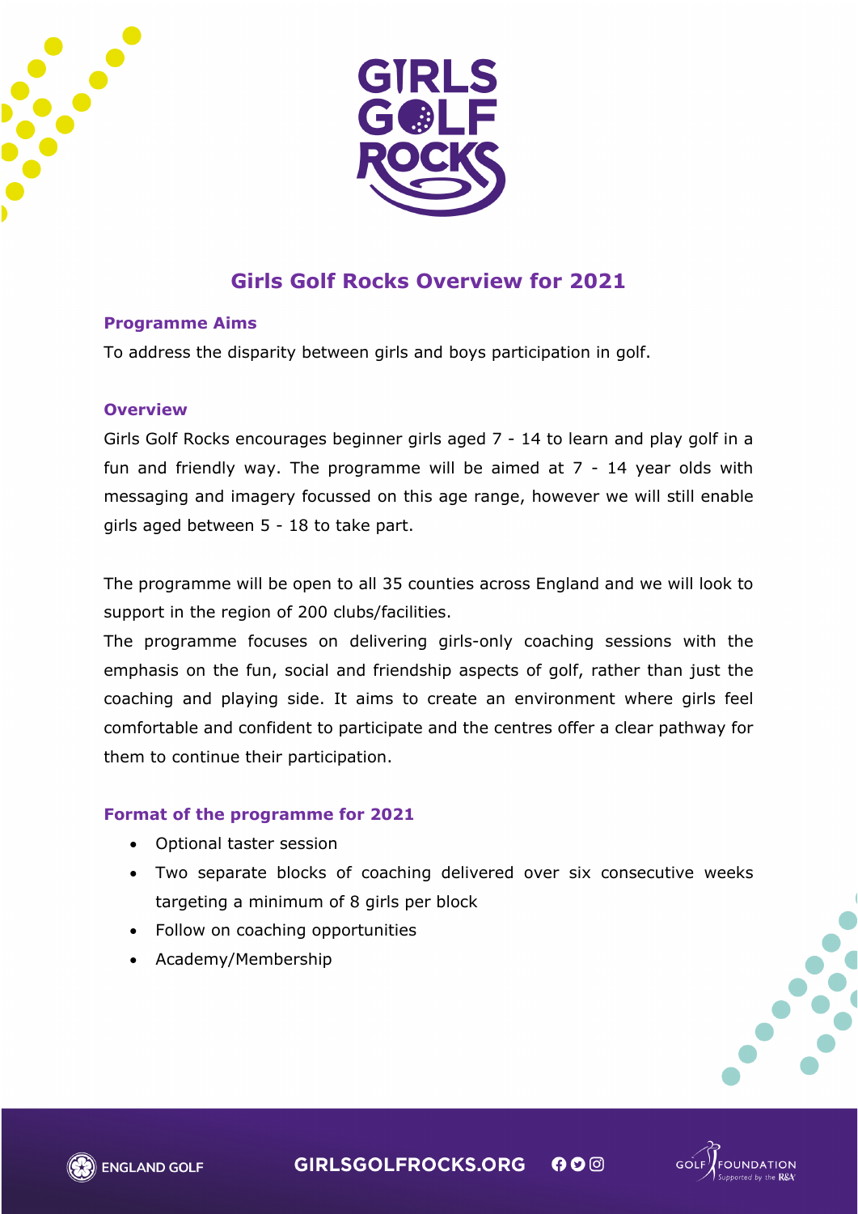# Girls Golf Rocks Overview for 2021

## Programme Aims

To address the disparity between girls and boys participation in golf.

## Overview

Girls Golf Rocks encourages beginner girls aged 7 - 14 to learn and play golf in a fun and friendly way. The programme will be aimed at 7 - 14 year olds with messaging and imagery focussed on this age range, however we will still enable girls aged between 5 - 18 to take part.

The programme will be open to all 35 counties across England and we will look to support in the region of 200 clubs/facilities.

The programme focuses on delivering girls-only coaching sessions with the emphasis on the fun, social and friendship aspects of golf, rather than just the coaching and playing side. It aims to create an environment where girls feel comfortable and confident to participate and the centres offer a clear pathway for them to continue their participation.

## Format of the programme for 2021

- Optional taster session
- Two separate blocks of coaching delivered over six consecutive weeks targeting a minimum of 8 girls per block
- Follow on coaching opportunities
- Academy/Membership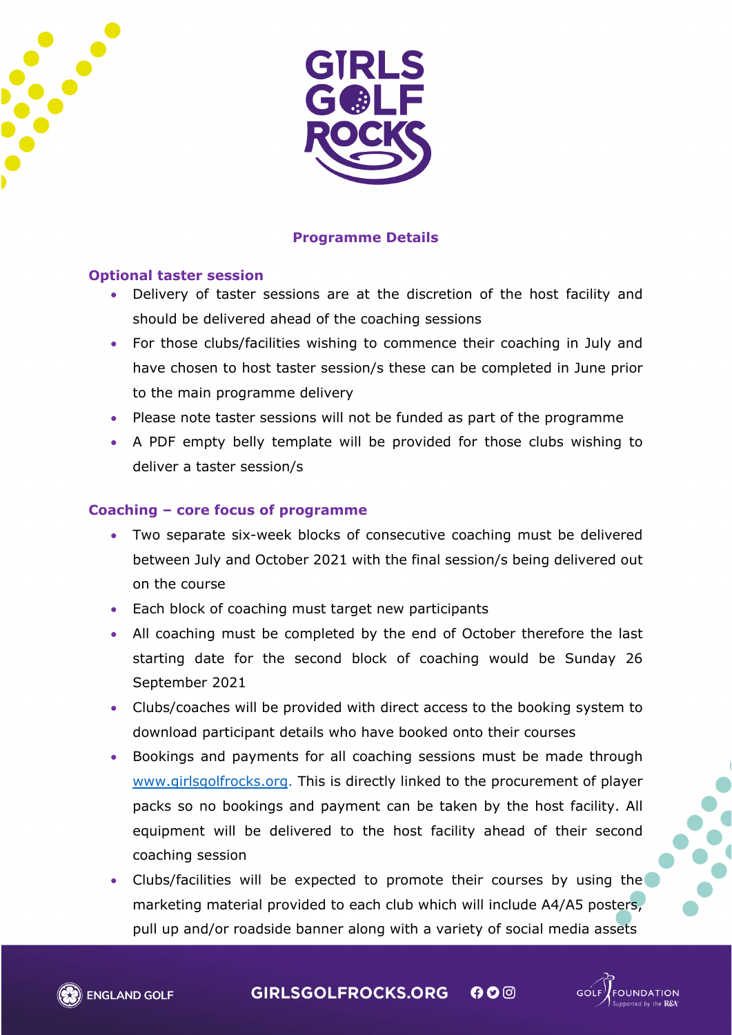## Programme Details

### Optional taster session

- Delivery of taster sessions are at the discretion of the host facility and should be delivered ahead of the coaching sessions
- For those clubs/facilities wishing to commence their coaching in July and have chosen to host taster session/s these can be completed in June prior to the main programme delivery
- Please note taster sessions will not be funded as part of the programme
- A PDF empty belly template will be provided for those clubs wishing to deliver a taster session/s

### Coaching – core focus of programme

- Two separate six-week blocks of consecutive coaching must be delivered between July and October 2021 with the final session/s being delivered out on the course
- Each block of coaching must target new participants
- All coaching must be completed by the end of October therefore the last starting date for the second block of coaching would be Sunday 26 September 2021
- Clubs/coaches will be provided with direct access to the booking system to download participant details who have booked onto their courses
- Bookings and payments for all coaching sessions must be made through [www.girlsgolfrocks.org](http://www.girlsgolfrocks.org). This is directly linked to the procurement of player packs so no bookings and payment can be taken by the host facility. All equipment will be delivered to the host facility ahead of their second coaching session
- Clubs/facilities will be expected to promote their courses by using the marketing material provided to each club which will include A4/A5 posters, pull up and/or roadside banner along with a variety of social media assets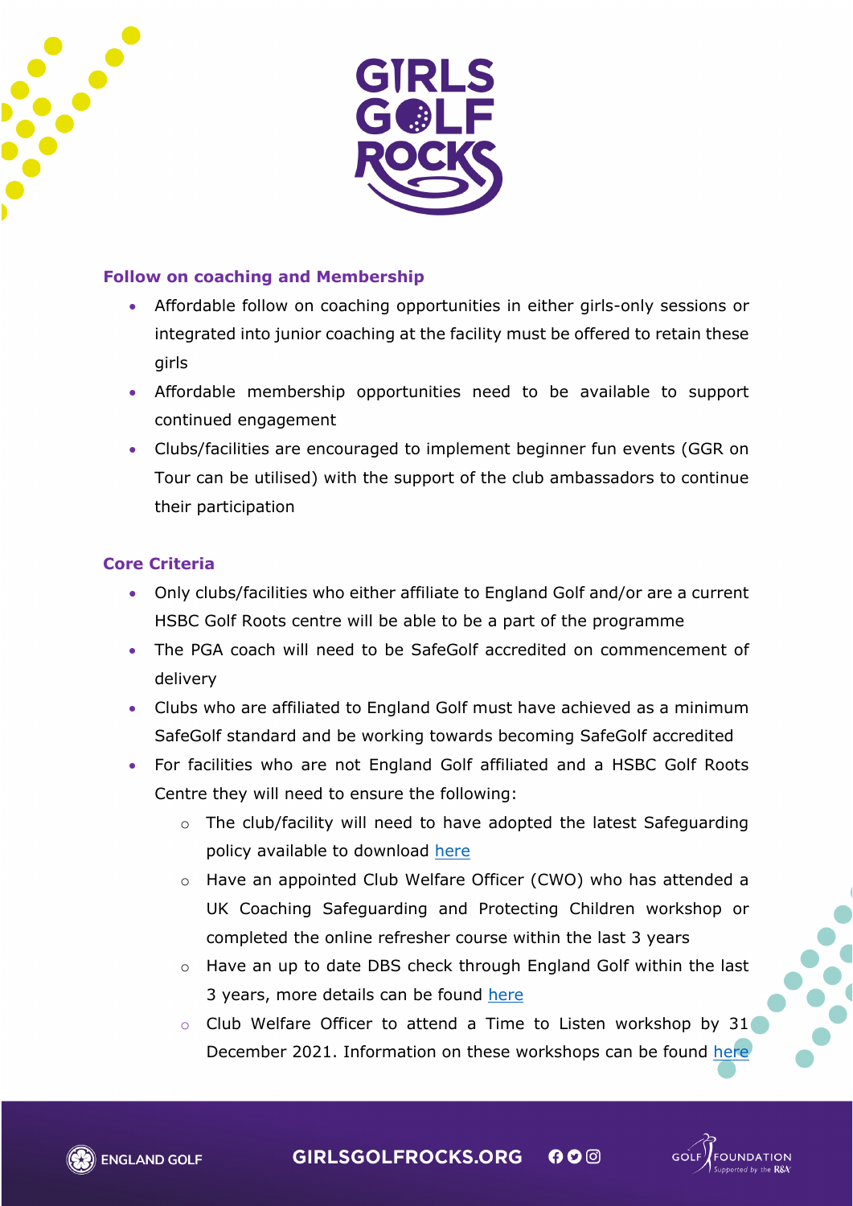### Follow on coaching and Membership

- Affordable follow on coaching opportunities in either girls-only sessions or integrated into junior coaching at the facility must be offered to retain these girls
- Affordable membership opportunities need to be available to support continued engagement
- Clubs/facilities are encouraged to implement beginner fun events (GGR on Tour can be utilised) with the support of the club ambassadors to continue their participation

### Core Criteria

- Only clubs/facilities who either affiliate to England Golf and/or are a current HSBC Golf Roots centre will be able to be a part of the programme
- The PGA coach will need to be SafeGolf accredited on commencement of delivery
- Clubs who are affiliated to England Golf must have achieved as a minimum SafeGolf standard and be working towards becoming SafeGolf accredited
- For facilities who are not England Golf affiliated and a HSBC Golf Roots Centre they will need to ensure the following:
  - The club/facility will need to have adopted the latest Safeguarding policy available to download here
  - Have an appointed Club Welfare Officer (CWO) who has attended a UK Coaching Safeguarding and Protecting Children workshop or completed the online refresher course within the last 3 years
  - Have an up to date DBS check through England Golf within the last 3 years, more details can be found here
  - Club Welfare Officer to attend a Time to Listen workshop by 31 December 2021. Information on these workshops can be found here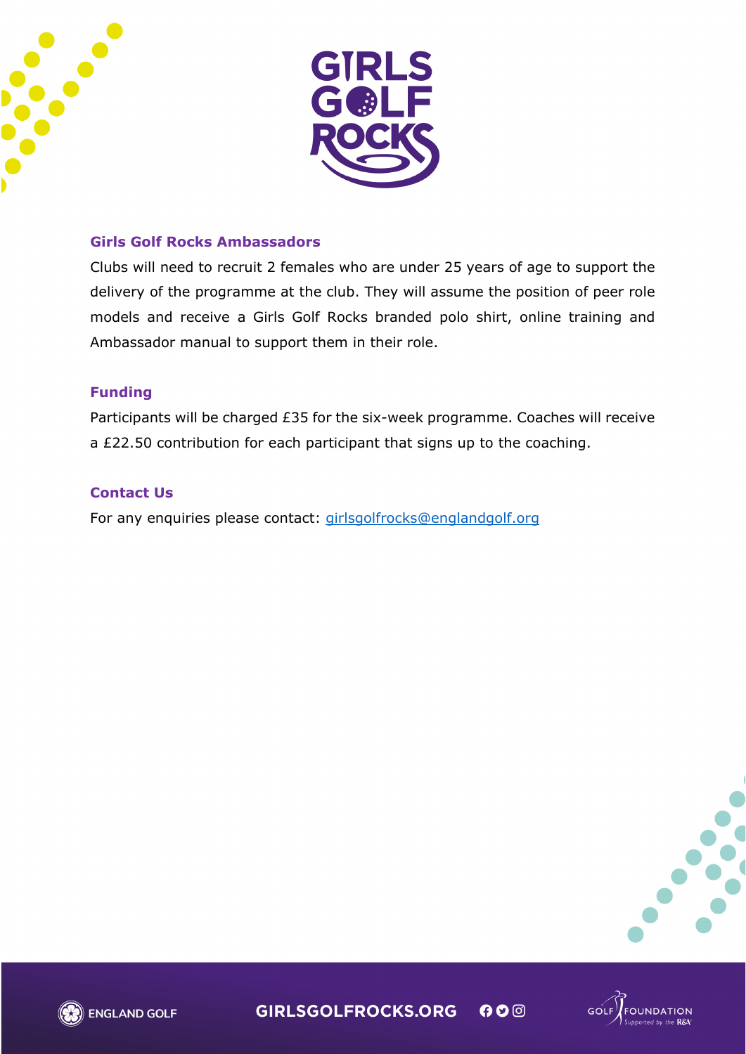## Girls Golf Rocks Ambassadors

Clubs will need to recruit 2 females who are under 25 years of age to support the delivery of the programme at the club. They will assume the position of peer role models and receive a Girls Golf Rocks branded polo shirt, online training and Ambassador manual to support them in their role.

## Funding

Participants will be charged £35 for the six-week programme. Coaches will receive a £22.50 contribution for each participant that signs up to the coaching.

## Contact Us

For any enquiries please contact: girlsgolfrocks@englandgolf.org